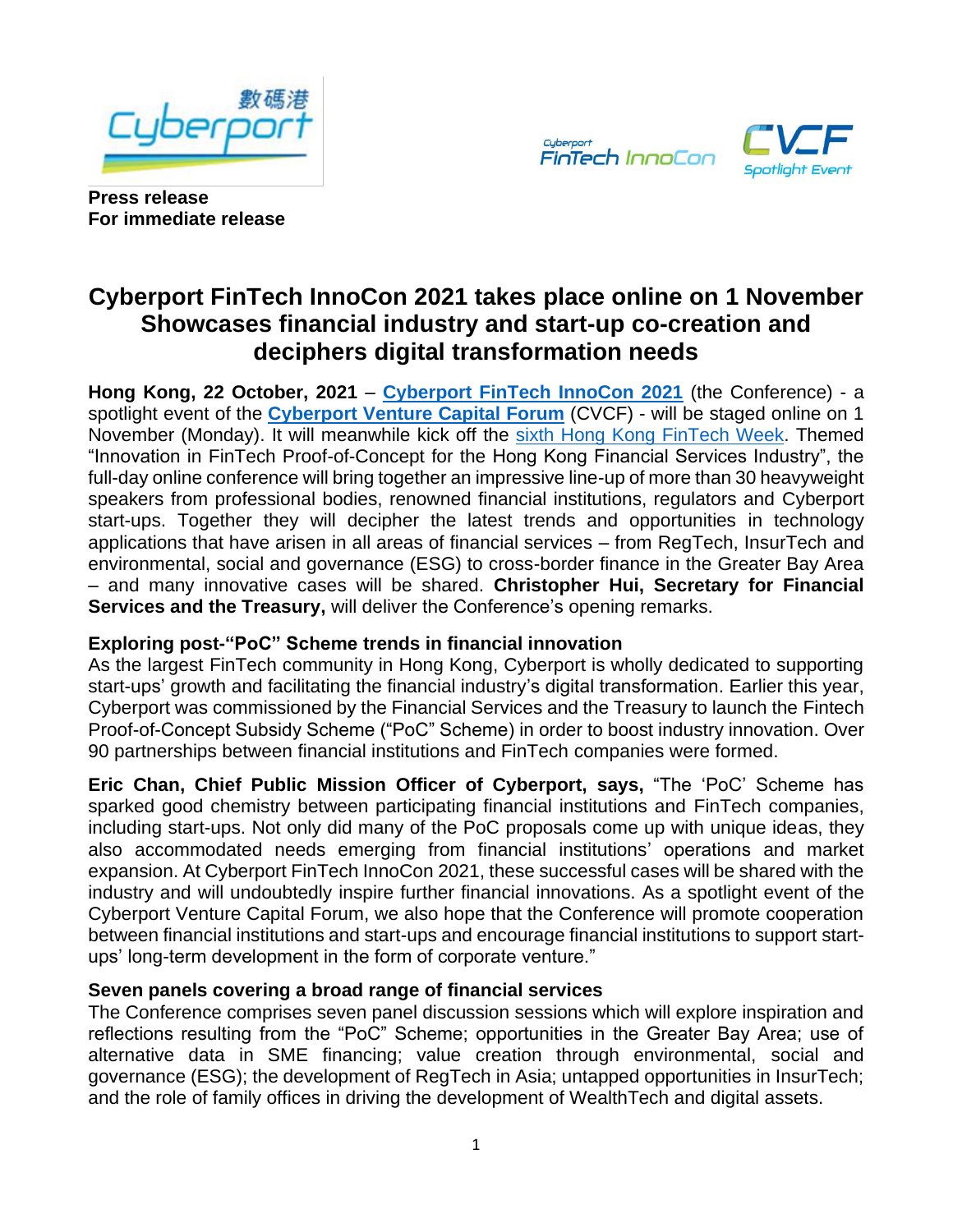**Press release**
**For immediate release**

# Cyberport FinTech InnoCon 2021 takes place online on 1 November Showcases financial industry and start-up co-creation and deciphers digital transformation needs

**Hong Kong, 22 October, 2021** – **Cyberport FinTech InnoCon 2021** (the Conference) - a spotlight event of the **Cyberport Venture Capital Forum** (CVCF) - will be staged online on 1 November (Monday). It will meanwhile kick off the sixth Hong Kong FinTech Week. Themed "Innovation in FinTech Proof-of-Concept for the Hong Kong Financial Services Industry", the full-day online conference will bring together an impressive line-up of more than 30 heavyweight speakers from professional bodies, renowned financial institutions, regulators and Cyberport start-ups. Together they will decipher the latest trends and opportunities in technology applications that have arisen in all areas of financial services – from RegTech, InsurTech and environmental, social and governance (ESG) to cross-border finance in the Greater Bay Area – and many innovative cases will be shared. **Christopher Hui, Secretary for Financial Services and the Treasury,** will deliver the Conference's opening remarks.

### Exploring post-"PoC" Scheme trends in financial innovation

As the largest FinTech community in Hong Kong, Cyberport is wholly dedicated to supporting start-ups' growth and facilitating the financial industry's digital transformation. Earlier this year, Cyberport was commissioned by the Financial Services and the Treasury to launch the Fintech Proof-of-Concept Subsidy Scheme ("PoC" Scheme) in order to boost industry innovation. Over 90 partnerships between financial institutions and FinTech companies were formed.

**Eric Chan, Chief Public Mission Officer of Cyberport, says,** "The 'PoC' Scheme has sparked good chemistry between participating financial institutions and FinTech companies, including start-ups. Not only did many of the PoC proposals come up with unique ideas, they also accommodated needs emerging from financial institutions' operations and market expansion. At Cyberport FinTech InnoCon 2021, these successful cases will be shared with the industry and will undoubtedly inspire further financial innovations. As a spotlight event of the Cyberport Venture Capital Forum, we also hope that the Conference will promote cooperation between financial institutions and start-ups and encourage financial institutions to support start-ups' long-term development in the form of corporate venture."

### Seven panels covering a broad range of financial services

The Conference comprises seven panel discussion sessions which will explore inspiration and reflections resulting from the "PoC" Scheme; opportunities in the Greater Bay Area; use of alternative data in SME financing; value creation through environmental, social and governance (ESG); the development of RegTech in Asia; untapped opportunities in InsurTech; and the role of family offices in driving the development of WealthTech and digital assets.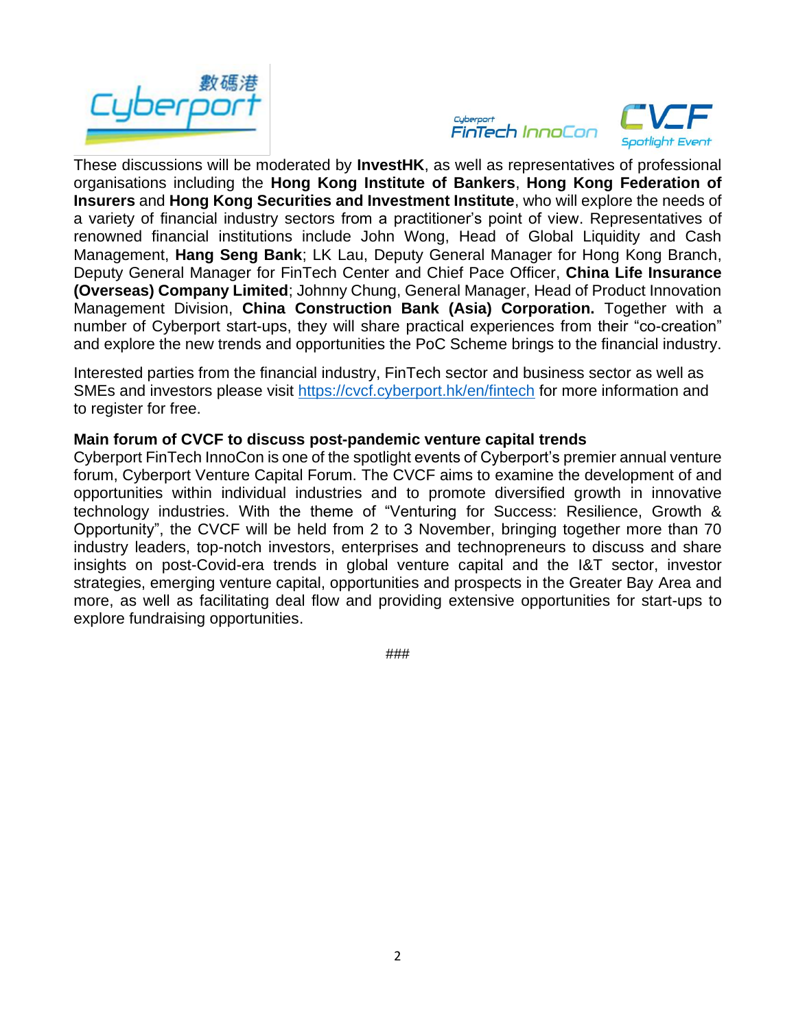These discussions will be moderated by **InvestHK**, as well as representatives of professional organisations including the **Hong Kong Institute of Bankers**, **Hong Kong Federation of Insurers** and **Hong Kong Securities and Investment Institute**, who will explore the needs of a variety of financial industry sectors from a practitioner's point of view. Representatives of renowned financial institutions include John Wong, Head of Global Liquidity and Cash Management, **Hang Seng Bank**; LK Lau, Deputy General Manager for Hong Kong Branch, Deputy General Manager for FinTech Center and Chief Pace Officer, **China Life Insurance (Overseas) Company Limited**; Johnny Chung, General Manager, Head of Product Innovation Management Division, **China Construction Bank (Asia) Corporation.** Together with a number of Cyberport start-ups, they will share practical experiences from their "co-creation" and explore the new trends and opportunities the PoC Scheme brings to the financial industry.

Interested parties from the financial industry, FinTech sector and business sector as well as SMEs and investors please visit [https://cvcf.cyberport.hk/en/fintech](https://cvcf.cyberport.hk/en/fintech) for more information and to register for free.

**Main forum of CVCF to discuss post-pandemic venture capital trends**

Cyberport FinTech InnoCon is one of the spotlight events of Cyberport's premier annual venture forum, Cyberport Venture Capital Forum. The CVCF aims to examine the development of and opportunities within individual industries and to promote diversified growth in innovative technology industries. With the theme of "Venturing for Success: Resilience, Growth & Opportunity", the CVCF will be held from 2 to 3 November, bringing together more than 70 industry leaders, top-notch investors, enterprises and technopreneurs to discuss and share insights on post-Covid-era trends in global venture capital and the I&T sector, investor strategies, emerging venture capital, opportunities and prospects in the Greater Bay Area and more, as well as facilitating deal flow and providing extensive opportunities for start-ups to explore fundraising opportunities.

###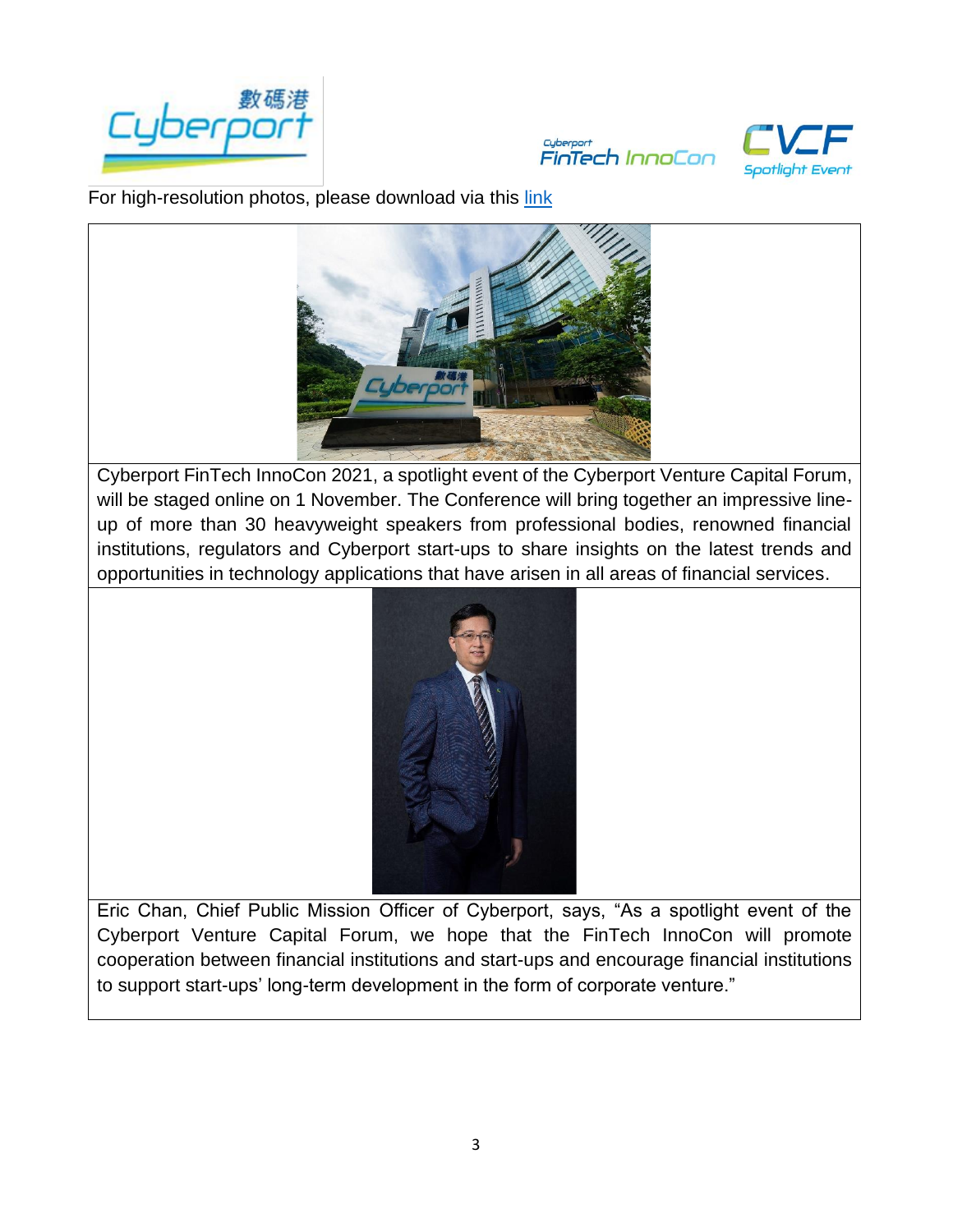For high-resolution photos, please download via this [link]

Cyberport FinTech InnoCon 2021, a spotlight event of the Cyberport Venture Capital Forum, will be staged online on 1 November. The Conference will bring together an impressive line-up of more than 30 heavyweight speakers from professional bodies, renowned financial institutions, regulators and Cyberport start-ups to share insights on the latest trends and opportunities in technology applications that have arisen in all areas of financial services.

Eric Chan, Chief Public Mission Officer of Cyberport, says, "As a spotlight event of the Cyberport Venture Capital Forum, we hope that the FinTech InnoCon will promote cooperation between financial institutions and start-ups and encourage financial institutions to support start-ups' long-term development in the form of corporate venture."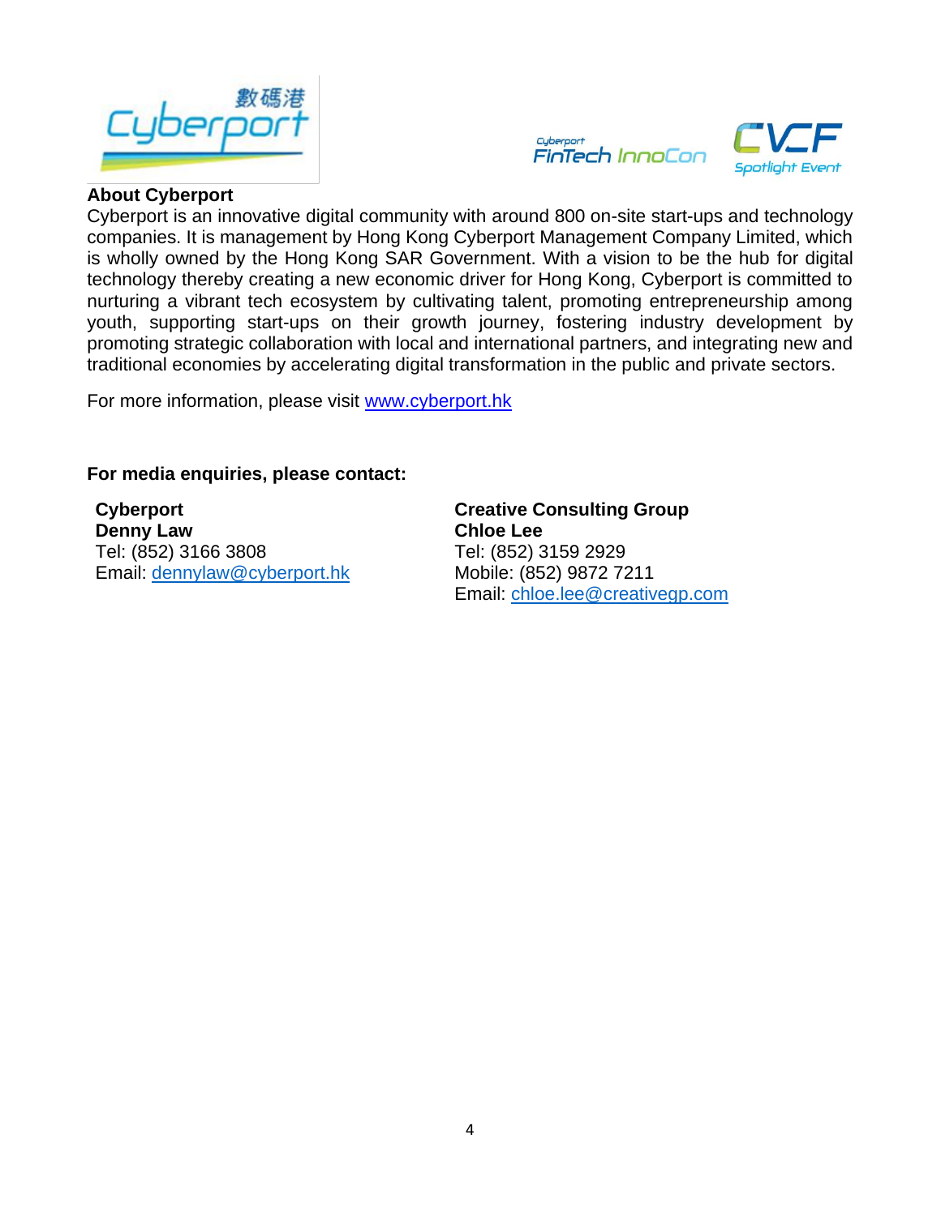**About Cyberport**

Cyberport is an innovative digital community with around 800 on-site start-ups and technology companies. It is management by Hong Kong Cyberport Management Company Limited, which is wholly owned by the Hong Kong SAR Government. With a vision to be the hub for digital technology thereby creating a new economic driver for Hong Kong, Cyberport is committed to nurturing a vibrant tech ecosystem by cultivating talent, promoting entrepreneurship among youth, supporting start-ups on their growth journey, fostering industry development by promoting strategic collaboration with local and international partners, and integrating new and traditional economies by accelerating digital transformation in the public and private sectors.

For more information, please visit www.cyberport.hk

**For media enquiries, please contact:**

**Cyberport**
**Denny Law**
Tel: (852) 3166 3808
Email: dennylaw@cyberport.hk

**Creative Consulting Group**
**Chloe Lee**
Tel: (852) 3159 2929
Mobile: (852) 9872 7211
Email: chloe.lee@creativegp.com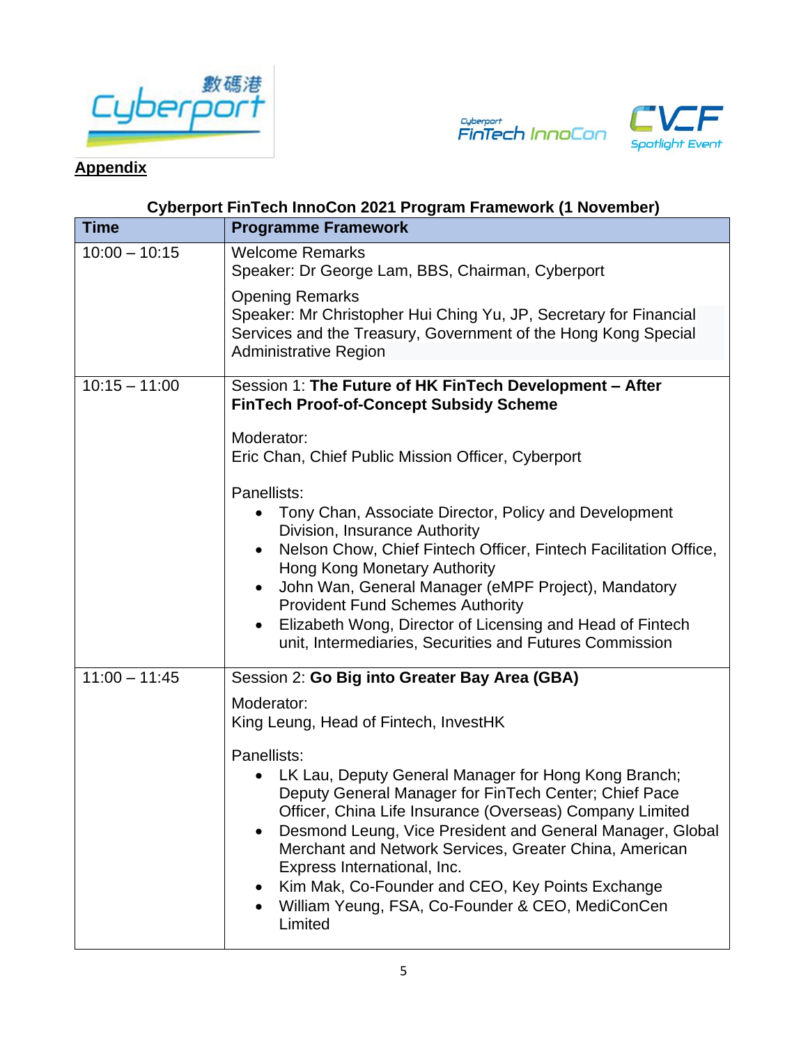**Appendix**

### Cyberport FinTech InnoCon 2021 Program Framework (1 November)

| Time | Programme Framework |
|---|---|
| 10:00 – 10:15 | Welcome Remarks<br>Speaker: Dr George Lam, BBS, Chairman, Cyberport<br><br>Opening Remarks<br>Speaker: Mr Christopher Hui Ching Yu, JP, Secretary for Financial Services and the Treasury, Government of the Hong Kong Special Administrative Region |
| 10:15 – 11:00 | Session 1: **The Future of HK FinTech Development – After FinTech Proof-of-Concept Subsidy Scheme**<br><br>Moderator:<br>Eric Chan, Chief Public Mission Officer, Cyberport<br><br>Panellists:<br>• Tony Chan, Associate Director, Policy and Development Division, Insurance Authority<br>• Nelson Chow, Chief Fintech Officer, Fintech Facilitation Office, Hong Kong Monetary Authority<br>• John Wan, General Manager (eMPF Project), Mandatory Provident Fund Schemes Authority<br>• Elizabeth Wong, Director of Licensing and Head of Fintech unit, Intermediaries, Securities and Futures Commission |
| 11:00 – 11:45 | Session 2: **Go Big into Greater Bay Area (GBA)**<br><br>Moderator:<br>King Leung, Head of Fintech, InvestHK<br><br>Panellists:<br>• LK Lau, Deputy General Manager for Hong Kong Branch; Deputy General Manager for FinTech Center; Chief Pace Officer, China Life Insurance (Overseas) Company Limited<br>• Desmond Leung, Vice President and General Manager, Global Merchant and Network Services, Greater China, American Express International, Inc.<br>• Kim Mak, Co-Founder and CEO, Key Points Exchange<br>• William Yeung, FSA, Co-Founder & CEO, MediConCen Limited |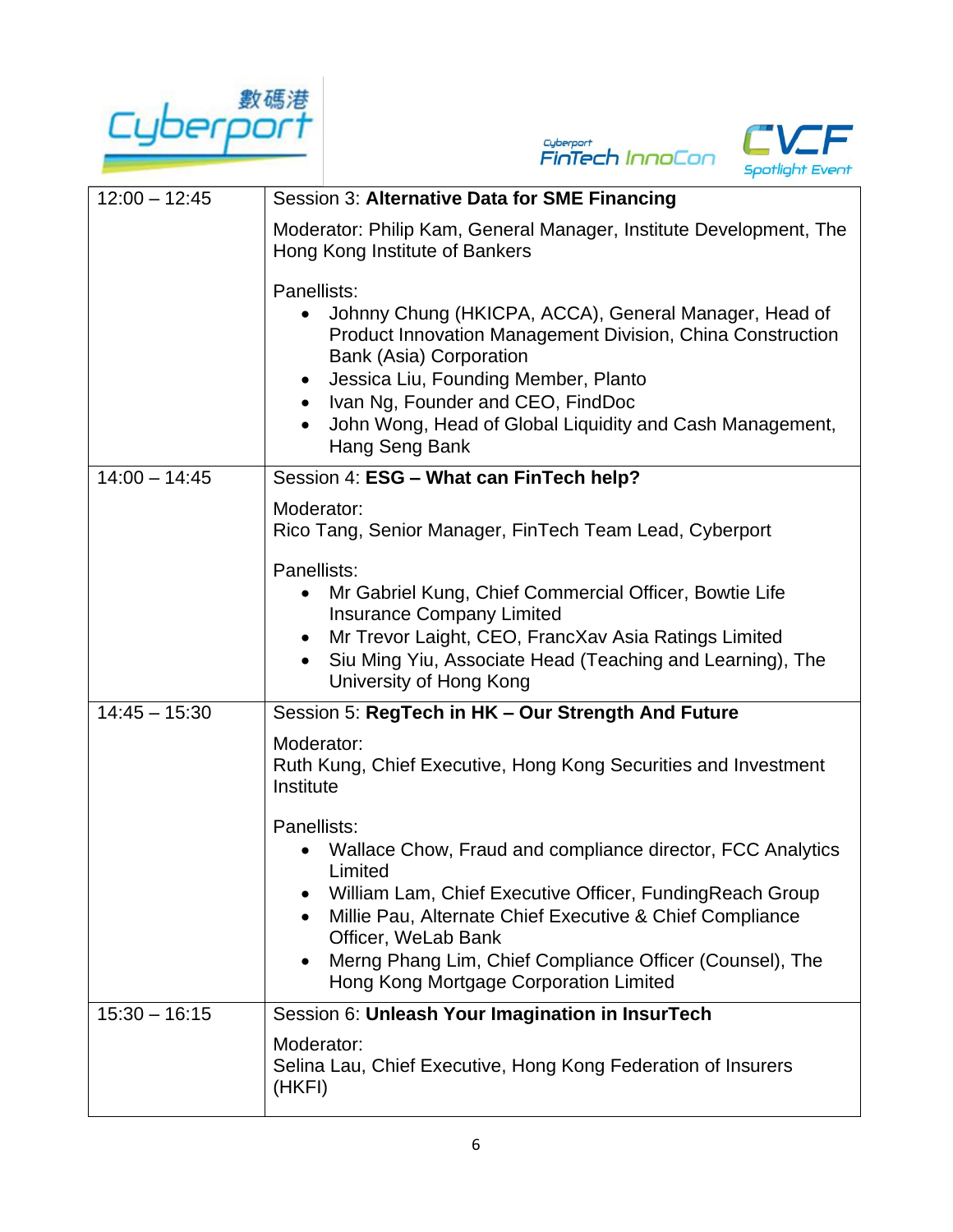| | |
|---|---|
| 12:00 – 12:45 | Session 3: **Alternative Data for SME Financing**<br><br>Moderator: Philip Kam, General Manager, Institute Development, The Hong Kong Institute of Bankers<br><br>Panellists:<br>• Johnny Chung (HKICPA, ACCA), General Manager, Head of Product Innovation Management Division, China Construction Bank (Asia) Corporation<br>• Jessica Liu, Founding Member, Planto<br>• Ivan Ng, Founder and CEO, FindDoc<br>• John Wong, Head of Global Liquidity and Cash Management, Hang Seng Bank |
| 14:00 – 14:45 | Session 4: **ESG – What can FinTech help?**<br><br>Moderator:<br>Rico Tang, Senior Manager, FinTech Team Lead, Cyberport<br><br>Panellists:<br>• Mr Gabriel Kung, Chief Commercial Officer, Bowtie Life Insurance Company Limited<br>• Mr Trevor Laight, CEO, FrancXav Asia Ratings Limited<br>• Siu Ming Yiu, Associate Head (Teaching and Learning), The University of Hong Kong |
| 14:45 – 15:30 | Session 5: **RegTech in HK – Our Strength And Future**<br><br>Moderator:<br>Ruth Kung, Chief Executive, Hong Kong Securities and Investment Institute<br><br>Panellists:<br>• Wallace Chow, Fraud and compliance director, FCC Analytics Limited<br>• William Lam, Chief Executive Officer, FundingReach Group<br>• Millie Pau, Alternate Chief Executive & Chief Compliance Officer, WeLab Bank<br>• Merng Phang Lim, Chief Compliance Officer (Counsel), The Hong Kong Mortgage Corporation Limited |
| 15:30 – 16:15 | Session 6: **Unleash Your Imagination in InsurTech**<br><br>Moderator:<br>Selina Lau, Chief Executive, Hong Kong Federation of Insurers (HKFI) |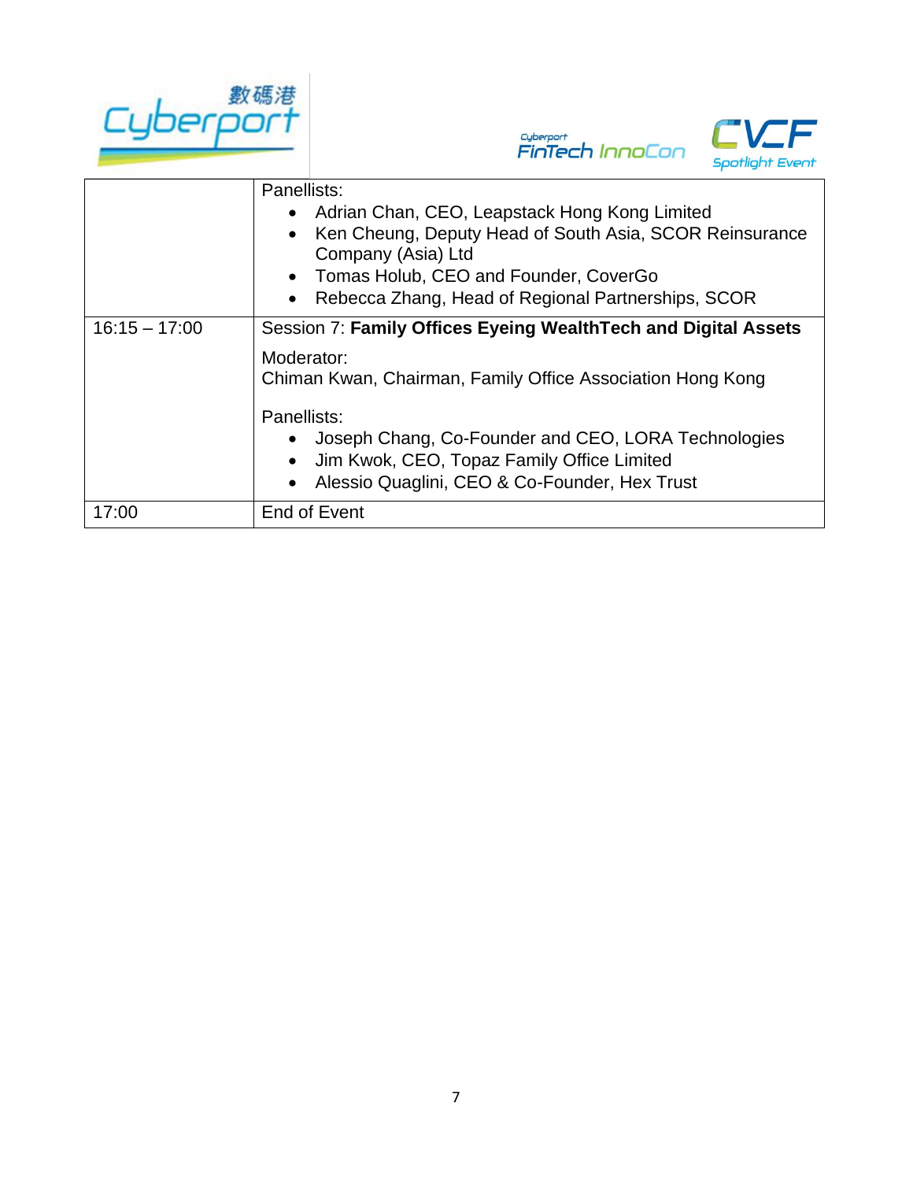| | |
|---|---|
| | Panellists:<br>• Adrian Chan, CEO, Leapstack Hong Kong Limited<br>• Ken Cheung, Deputy Head of South Asia, SCOR Reinsurance Company (Asia) Ltd<br>• Tomas Holub, CEO and Founder, CoverGo<br>• Rebecca Zhang, Head of Regional Partnerships, SCOR |
| 16:15 – 17:00 | Session 7: **Family Offices Eyeing WealthTech and Digital Assets**<br><br>Moderator:<br>Chiman Kwan, Chairman, Family Office Association Hong Kong<br><br>Panellists:<br>• Joseph Chang, Co-Founder and CEO, LORA Technologies<br>• Jim Kwok, CEO, Topaz Family Office Limited<br>• Alessio Quaglini, CEO & Co-Founder, Hex Trust |
| 17:00 | End of Event |